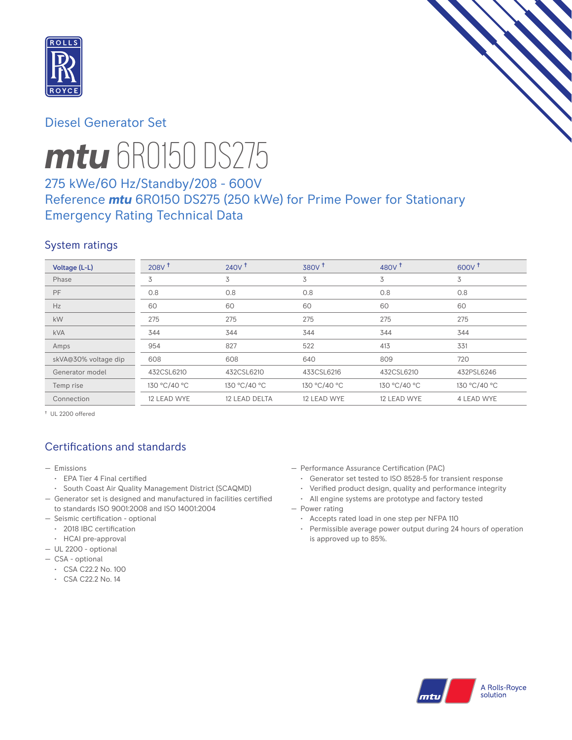# Diesel Generator Set

# *mtu* 6R0150 DS275

## 275 kWe/60 Hz/Standby/208 - 600V
## Reference *mtu* 6R0150 DS275 (250 kWe) for Prime Power for Stationary Emergency Rating Technical Data

### System ratings

| Voltage (L-L) | 208V † | 240V † | 380V † | 480V † | 600V † |
|---|---|---|---|---|---|
| Phase | 3 | 3 | 3 | 3 | 3 |
| PF | 0.8 | 0.8 | 0.8 | 0.8 | 0.8 |
| Hz | 60 | 60 | 60 | 60 | 60 |
| kW | 275 | 275 | 275 | 275 | 275 |
| kVA | 344 | 344 | 344 | 344 | 344 |
| Amps | 954 | 827 | 522 | 413 | 331 |
| skVA@30% voltage dip | 608 | 608 | 640 | 809 | 720 |
| Generator model | 432CSL6210 | 432CSL6210 | 433CSL6216 | 432CSL6210 | 432PSL6246 |
| Temp rise | 130 °C/40 °C | 130 °C/40 °C | 130 °C/40 °C | 130 °C/40 °C | 130 °C/40 °C |
| Connection | 12 LEAD WYE | 12 LEAD DELTA | 12 LEAD WYE | 12 LEAD WYE | 4 LEAD WYE |

† UL 2200 offered

### Certifications and standards

- Emissions
  - EPA Tier 4 Final certified
  - South Coast Air Quality Management District (SCAQMD)
- Generator set is designed and manufactured in facilities certified to standards ISO 9001:2008 and ISO 14001:2004
- Seismic certification - optional
  - 2018 IBC certification
  - HCAI pre-approval
- UL 2200 - optional
- CSA - optional
  - CSA C22.2 No. 100
  - CSA C22.2 No. 14
- Performance Assurance Certification (PAC)
  - Generator set tested to ISO 8528-5 for transient response
  - Verified product design, quality and performance integrity
  - All engine systems are prototype and factory tested
- Power rating
  - Accepts rated load in one step per NFPA 110
  - Permissible average power output during 24 hours of operation is approved up to 85%.

A Rolls-Royce solution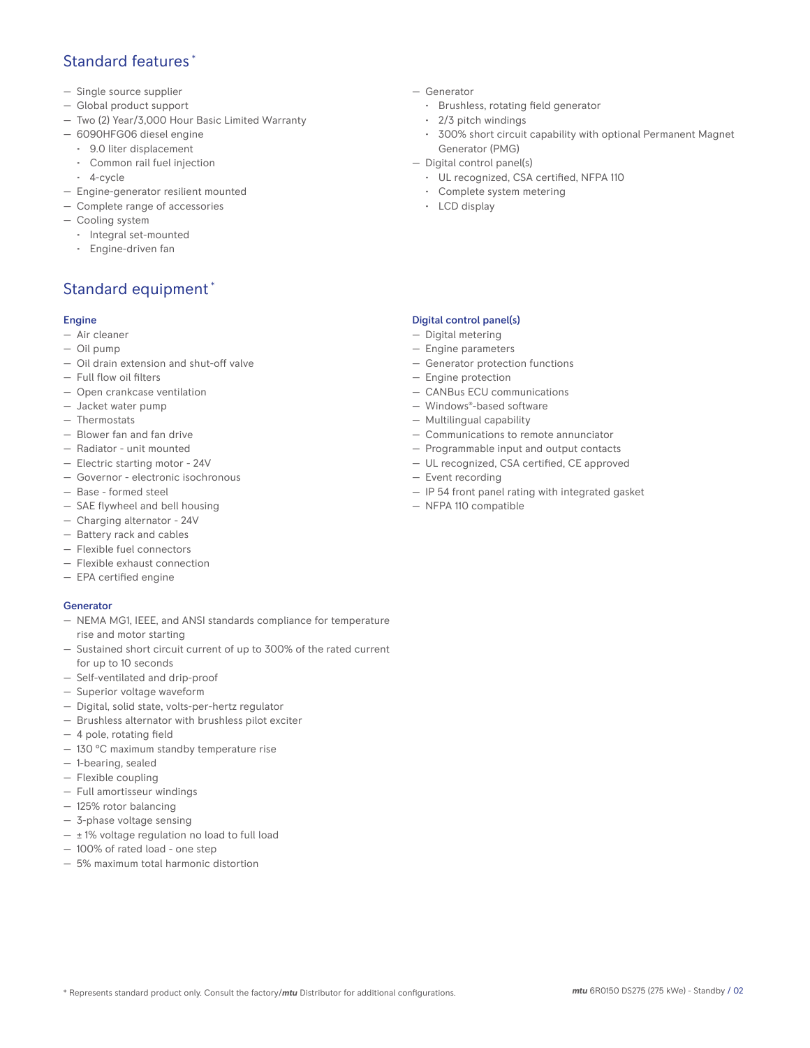## Standard features *

- Single source supplier
- Global product support
- Two (2) Year/3,000 Hour Basic Limited Warranty
- 6090HFG06 diesel engine
  - 9.0 liter displacement
  - Common rail fuel injection
  - 4-cycle
- Engine-generator resilient mounted
- Complete range of accessories
- Cooling system
  - Integral set-mounted
  - Engine-driven fan
- Generator
  - Brushless, rotating field generator
  - 2/3 pitch windings
  - 300% short circuit capability with optional Permanent Magnet Generator (PMG)
- Digital control panel(s)
  - UL recognized, CSA certified, NFPA 110
  - Complete system metering
  - LCD display

## Standard equipment *

### Engine

- Air cleaner
- Oil pump
- Oil drain extension and shut-off valve
- Full flow oil filters
- Open crankcase ventilation
- Jacket water pump
- Thermostats
- Blower fan and fan drive
- Radiator - unit mounted
- Electric starting motor - 24V
- Governor - electronic isochronous
- Base - formed steel
- SAE flywheel and bell housing
- Charging alternator - 24V
- Battery rack and cables
- Flexible fuel connectors
- Flexible exhaust connection
- EPA certified engine

### Generator

- NEMA MG1, IEEE, and ANSI standards compliance for temperature rise and motor starting
- Sustained short circuit current of up to 300% of the rated current for up to 10 seconds
- Self-ventilated and drip-proof
- Superior voltage waveform
- Digital, solid state, volts-per-hertz regulator
- Brushless alternator with brushless pilot exciter
- 4 pole, rotating field
- 130 °C maximum standby temperature rise
- 1-bearing, sealed
- Flexible coupling
- Full amortisseur windings
- 125% rotor balancing
- 3-phase voltage sensing
- ± 1% voltage regulation no load to full load
- 100% of rated load - one step
- 5% maximum total harmonic distortion

### Digital control panel(s)

- Digital metering
- Engine parameters
- Generator protection functions
- Engine protection
- CANBus ECU communications
- Windows®-based software
- Multilingual capability
- Communications to remote annunciator
- Programmable input and output contacts
- UL recognized, CSA certified, CE approved
- Event recording
- IP 54 front panel rating with integrated gasket
- NFPA 110 compatible

* Represents standard product only. Consult the factory/***mtu*** Distributor for additional configurations.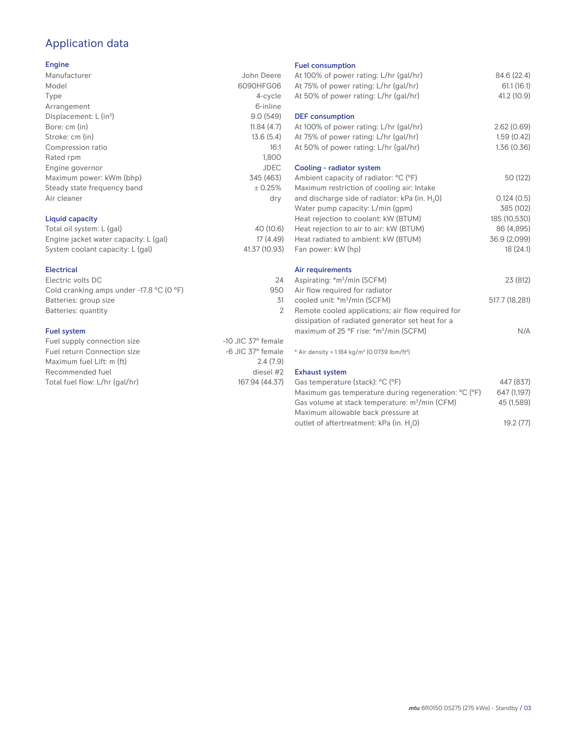# Application data

## Engine

| | |
|---|---|
| Manufacturer | John Deere |
| Model | 6090HFG06 |
| Type | 4-cycle |
| Arrangement | 6-inline |
| Displacement: L ($in^3$) | 9.0 (549) |
| Bore: cm (in) | 11.84 (4.7) |
| Stroke: cm (in) | 13.6 (5.4) |
| Compression ratio | 16:1 |
| Rated rpm | 1,800 |
| Engine governor | JDEC |
| Maximum power: kWm (bhp) | 345 (463) |
| Steady state frequency band | ± 0.25% |
| Air cleaner | dry |

## Liquid capacity

| | |
|---|---|
| Total oil system: L (gal) | 40 (10.6) |
| Engine jacket water capacity: L (gal) | 17 (4.49) |
| System coolant capacity: L (gal) | 41.37 (10.93) |

## Electrical

| | |
|---|---|
| Electric volts DC | 24 |
| Cold cranking amps under -17.8 °C (0 °F) | 950 |
| Batteries: group size | 31 |
| Batteries: quantity | 2 |

## Fuel system

| | |
|---|---|
| Fuel supply connection size | -10 JIC 37° female |
| Fuel return Connection size | -6 JIC 37° female |
| Maximum fuel Lift: m (ft) | 2.4 (7.9) |
| Recommended fuel | diesel #2 |
| Total fuel flow: L/hr (gal/hr) | 167.94 (44.37) |

## Fuel consumption

| | |
|---|---|
| At 100% of power rating: L/hr (gal/hr) | 84.6 (22.4) |
| At 75% of power rating: L/hr (gal/hr) | 61.1 (16.1) |
| At 50% of power rating: L/hr (gal/hr) | 41.2 (10.9) |

## DEF consumption

| | |
|---|---|
| At 100% of power rating: L/hr (gal/hr) | 2.62 (0.69) |
| At 75% of power rating: L/hr (gal/hr) | 1.59 (0.42) |
| At 50% of power rating: L/hr (gal/hr) | 1.36 (0.36) |

## Cooling - radiator system

| | |
|---|---|
| Ambient capacity of radiator: °C (°F) | 50 (122) |
| Maximum restriction of cooling air: Intake and discharge side of radiator: kPa (in. $H_2O$) | 0.124 (0.5) |
| Water pump capacity: L/min (gpm) | 385 (102) |
| Heat rejection to coolant: kW (BTUM) | 185 (10,530) |
| Heat rejection to air to air: kW (BTUM) | 86 (4,895) |
| Heat radiated to ambient: kW (BTUM) | 36.9 (2,099) |
| Fan power: kW (hp) | 18 (24.1) |

## Air requirements

| | |
|---|---|
| Aspirating: *$m^3$/min (SCFM) | 23 (812) |
| Air flow required for radiator cooled unit: *$m^3$/min (SCFM) | 517.7 (18,281) |
| Remote cooled applications; air flow required for dissipation of radiated generator set heat for a maximum of 25 °F rise: *$m^3$/min (SCFM) | N/A |

* Air density = 1.184 kg/$m^3$ (0.0739 lbm/$ft^3$)

## Exhaust system

| | |
|---|---|
| Gas temperature (stack): °C (°F) | 447 (837) |
| Maximum gas temperature during regeneration: °C (°F) | 647 (1,197) |
| Gas volume at stack temperature: $m^3$/min (CFM) | 45 (1,589) |
| Maximum allowable back pressure at outlet of aftertreatment: kPa (in. $H_2O$) | 19.2 (77) |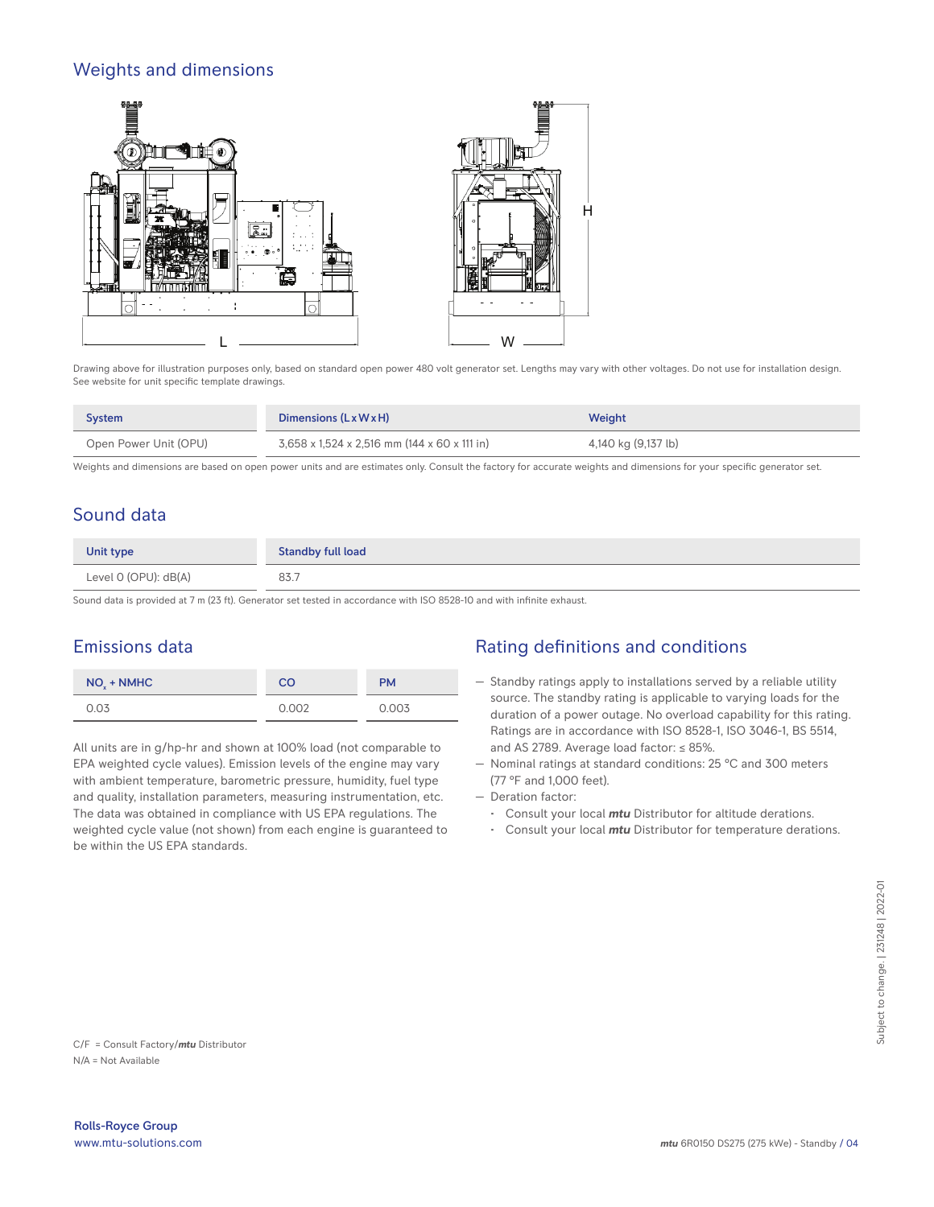## Weights and dimensions

L

W

H

Drawing above for illustration purposes only, based on standard open power 480 volt generator set. Lengths may vary with other voltages. Do not use for installation design. See website for unit specific template drawings.

| System | Dimensions (L x W x H) | Weight |
|---|---|---|
| Open Power Unit (OPU) | 3,658 x 1,524 x 2,516 mm (144 x 60 x 111 in) | 4,140 kg (9,137 lb) |

Weights and dimensions are based on open power units and are estimates only. Consult the factory for accurate weights and dimensions for your specific generator set.

## Sound data

| Unit type | Standby full load |
|---|---|
| Level 0 (OPU): dB(A) | 83.7 |

Sound data is provided at 7 m (23 ft). Generator set tested in accordance with ISO 8528-10 and with infinite exhaust.

## Emissions data

| $NO_x$ + NMHC | CO | PM |
|---|---|---|
| 0.03 | 0.002 | 0.003 |

All units are in g/hp-hr and shown at 100% load (not comparable to EPA weighted cycle values). Emission levels of the engine may vary with ambient temperature, barometric pressure, humidity, fuel type and quality, installation parameters, measuring instrumentation, etc. The data was obtained in compliance with US EPA regulations. The weighted cycle value (not shown) from each engine is guaranteed to be within the US EPA standards.

## Rating definitions and conditions

- Standby ratings apply to installations served by a reliable utility source. The standby rating is applicable to varying loads for the duration of a power outage. No overload capability for this rating. Ratings are in accordance with ISO 8528-1, ISO 3046-1, BS 5514, and AS 2789. Average load factor: ≤ 85%.
- Nominal ratings at standard conditions: 25 °C and 300 meters (77 °F and 1,000 feet).
- Deration factor:
  - Consult your local ***mtu*** Distributor for altitude derations.
  - Consult your local ***mtu*** Distributor for temperature derations.

Subject to change. | 231248 | 2022-01

C/F = Consult Factory/***mtu*** Distributor
N/A = Not Available